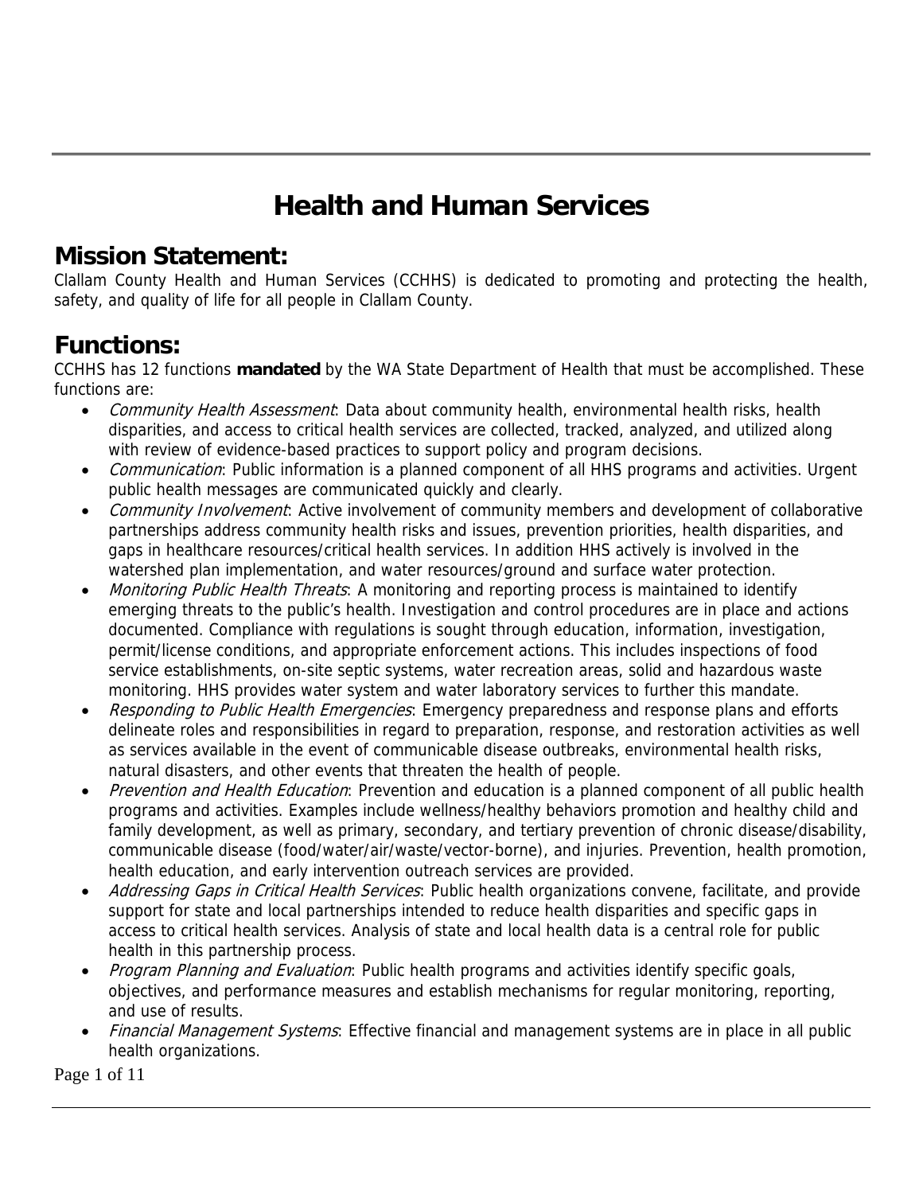# Health and Human Services

## Mission Statement:

Clallam County Health and Human Services (CCHHS) is dedicated to promoting and protecting the health, safety, and quality of life for all people in Clallam County.

## Functions:

CCHHS has 12 functions **mandated** by the WA State Department of Health that must be accomplished. These functions are:

- *Community Health Assessment*: Data about community health, environmental health risks, health disparities, and access to critical health services are collected, tracked, analyzed, and utilized along with review of evidence-based practices to support policy and program decisions.
- *Communication*: Public information is a planned component of all HHS programs and activities. Urgent public health messages are communicated quickly and clearly.
- *Community Involvement*: Active involvement of community members and development of collaborative partnerships address community health risks and issues, prevention priorities, health disparities, and gaps in healthcare resources/critical health services. In addition HHS actively is involved in the watershed plan implementation, and water resources/ground and surface water protection.
- *Monitoring Public Health Threats*: A monitoring and reporting process is maintained to identify emerging threats to the public's health. Investigation and control procedures are in place and actions documented. Compliance with regulations is sought through education, information, investigation, permit/license conditions, and appropriate enforcement actions. This includes inspections of food service establishments, on-site septic systems, water recreation areas, solid and hazardous waste monitoring. HHS provides water system and water laboratory services to further this mandate.
- *Responding to Public Health Emergencies*: Emergency preparedness and response plans and efforts delineate roles and responsibilities in regard to preparation, response, and restoration activities as well as services available in the event of communicable disease outbreaks, environmental health risks, natural disasters, and other events that threaten the health of people.
- *Prevention and Health Education*: Prevention and education is a planned component of all public health programs and activities. Examples include wellness/healthy behaviors promotion and healthy child and family development, as well as primary, secondary, and tertiary prevention of chronic disease/disability, communicable disease (food/water/air/waste/vector-borne), and injuries. Prevention, health promotion, health education, and early intervention outreach services are provided.
- *Addressing Gaps in Critical Health Services*: Public health organizations convene, facilitate, and provide support for state and local partnerships intended to reduce health disparities and specific gaps in access to critical health services. Analysis of state and local health data is a central role for public health in this partnership process.
- *Program Planning and Evaluation*: Public health programs and activities identify specific goals, objectives, and performance measures and establish mechanisms for regular monitoring, reporting, and use of results.
- *Financial Management Systems*: Effective financial and management systems are in place in all public health organizations.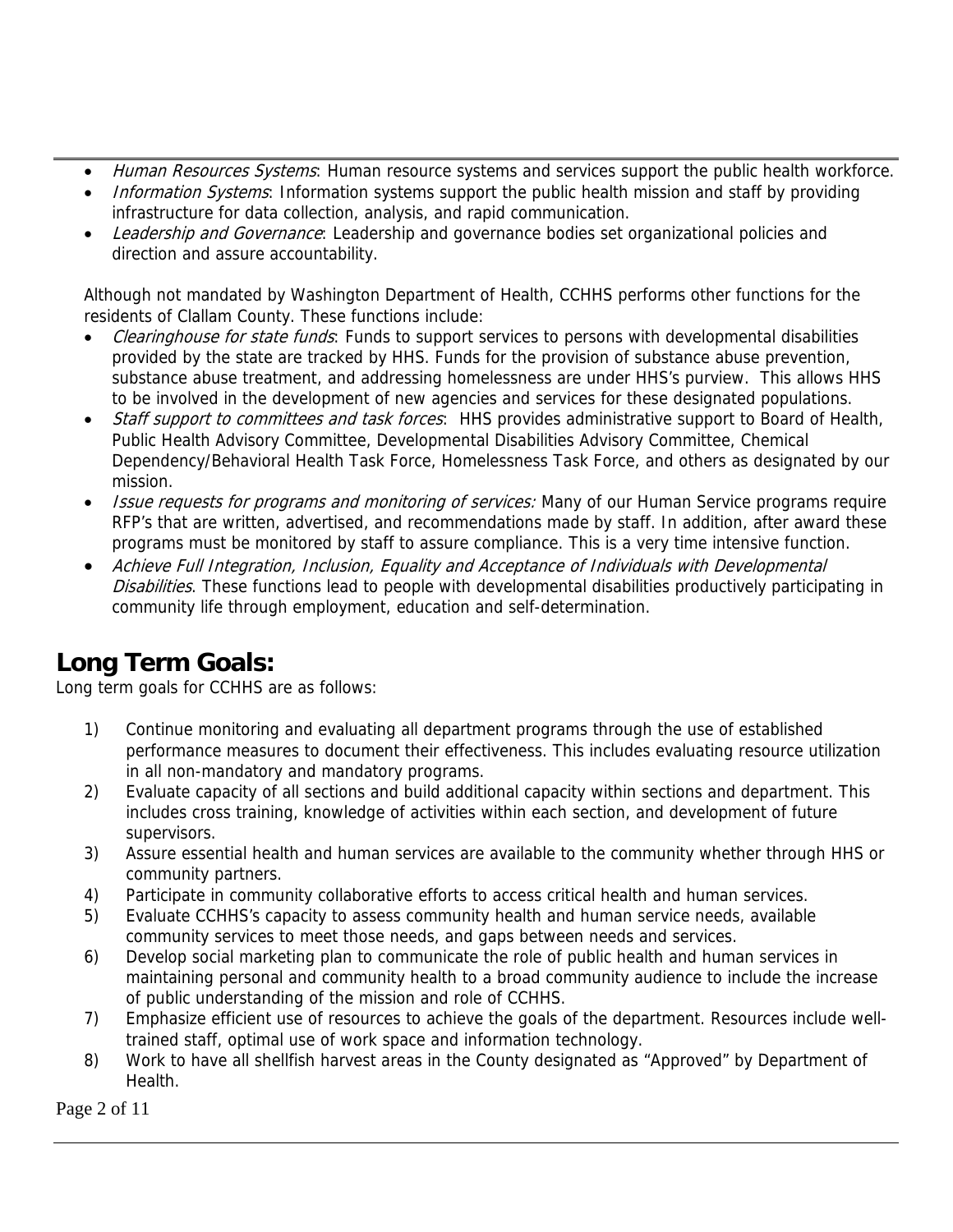- *Human Resources Systems*: Human resource systems and services support the public health workforce.
- *Information Systems*: Information systems support the public health mission and staff by providing infrastructure for data collection, analysis, and rapid communication.
- *Leadership and Governance*: Leadership and governance bodies set organizational policies and direction and assure accountability.

Although not mandated by Washington Department of Health, CCHHS performs other functions for the residents of Clallam County. These functions include:

- *Clearinghouse for state funds*: Funds to support services to persons with developmental disabilities provided by the state are tracked by HHS. Funds for the provision of substance abuse prevention, substance abuse treatment, and addressing homelessness are under HHS's purview. This allows HHS to be involved in the development of new agencies and services for these designated populations.
- *Staff support to committees and task forces*: HHS provides administrative support to Board of Health, Public Health Advisory Committee, Developmental Disabilities Advisory Committee, Chemical Dependency/Behavioral Health Task Force, Homelessness Task Force, and others as designated by our mission.
- *Issue requests for programs and monitoring of services:* Many of our Human Service programs require RFP's that are written, advertised, and recommendations made by staff. In addition, after award these programs must be monitored by staff to assure compliance. This is a very time intensive function.
- *Achieve Full Integration, Inclusion, Equality and Acceptance of Individuals with Developmental Disabilities*. These functions lead to people with developmental disabilities productively participating in community life through employment, education and self-determination.

## Long Term Goals:

Long term goals for CCHHS are as follows:

1) Continue monitoring and evaluating all department programs through the use of established performance measures to document their effectiveness. This includes evaluating resource utilization in all non-mandatory and mandatory programs.
2) Evaluate capacity of all sections and build additional capacity within sections and department. This includes cross training, knowledge of activities within each section, and development of future supervisors.
3) Assure essential health and human services are available to the community whether through HHS or community partners.
4) Participate in community collaborative efforts to access critical health and human services.
5) Evaluate CCHHS's capacity to assess community health and human service needs, available community services to meet those needs, and gaps between needs and services.
6) Develop social marketing plan to communicate the role of public health and human services in maintaining personal and community health to a broad community audience to include the increase of public understanding of the mission and role of CCHHS.
7) Emphasize efficient use of resources to achieve the goals of the department. Resources include well-trained staff, optimal use of work space and information technology.
8) Work to have all shellfish harvest areas in the County designated as "Approved" by Department of Health.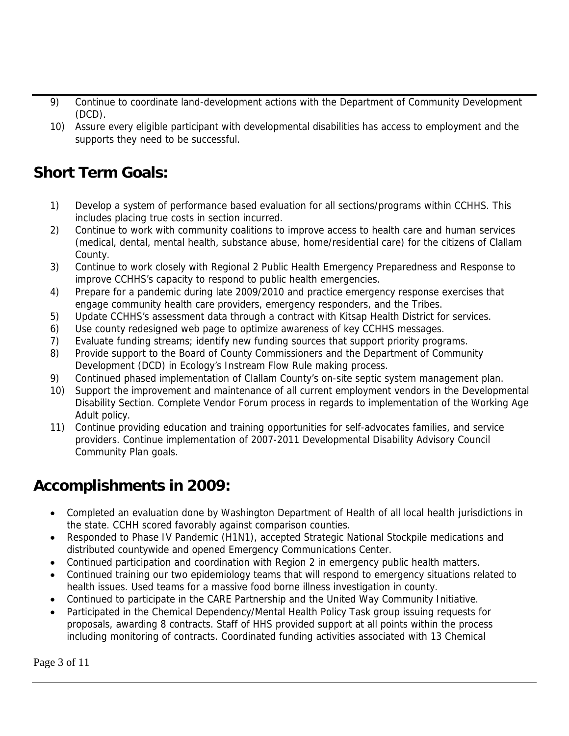9) Continue to coordinate land-development actions with the Department of Community Development (DCD).
10) Assure every eligible participant with developmental disabilities has access to employment and the supports they need to be successful.

## Short Term Goals:

1) Develop a system of performance based evaluation for all sections/programs within CCHHS. This includes placing true costs in section incurred.
2) Continue to work with community coalitions to improve access to health care and human services (medical, dental, mental health, substance abuse, home/residential care) for the citizens of Clallam County.
3) Continue to work closely with Regional 2 Public Health Emergency Preparedness and Response to improve CCHHS's capacity to respond to public health emergencies.
4) Prepare for a pandemic during late 2009/2010 and practice emergency response exercises that engage community health care providers, emergency responders, and the Tribes.
5) Update CCHHS's assessment data through a contract with Kitsap Health District for services.
6) Use county redesigned web page to optimize awareness of key CCHHS messages.
7) Evaluate funding streams; identify new funding sources that support priority programs.
8) Provide support to the Board of County Commissioners and the Department of Community Development (DCD) in Ecology's Instream Flow Rule making process.
9) Continued phased implementation of Clallam County's on-site septic system management plan.
10) Support the improvement and maintenance of all current employment vendors in the Developmental Disability Section. Complete Vendor Forum process in regards to implementation of the Working Age Adult policy.
11) Continue providing education and training opportunities for self-advocates families, and service providers. Continue implementation of 2007-2011 Developmental Disability Advisory Council Community Plan goals.

## Accomplishments in 2009:

- Completed an evaluation done by Washington Department of Health of all local health jurisdictions in the state. CCHH scored favorably against comparison counties.
- Responded to Phase IV Pandemic (H1N1), accepted Strategic National Stockpile medications and distributed countywide and opened Emergency Communications Center.
- Continued participation and coordination with Region 2 in emergency public health matters.
- Continued training our two epidemiology teams that will respond to emergency situations related to health issues. Used teams for a massive food borne illness investigation in county.
- Continued to participate in the CARE Partnership and the United Way Community Initiative.
- Participated in the Chemical Dependency/Mental Health Policy Task group issuing requests for proposals, awarding 8 contracts. Staff of HHS provided support at all points within the process including monitoring of contracts. Coordinated funding activities associated with 13 Chemical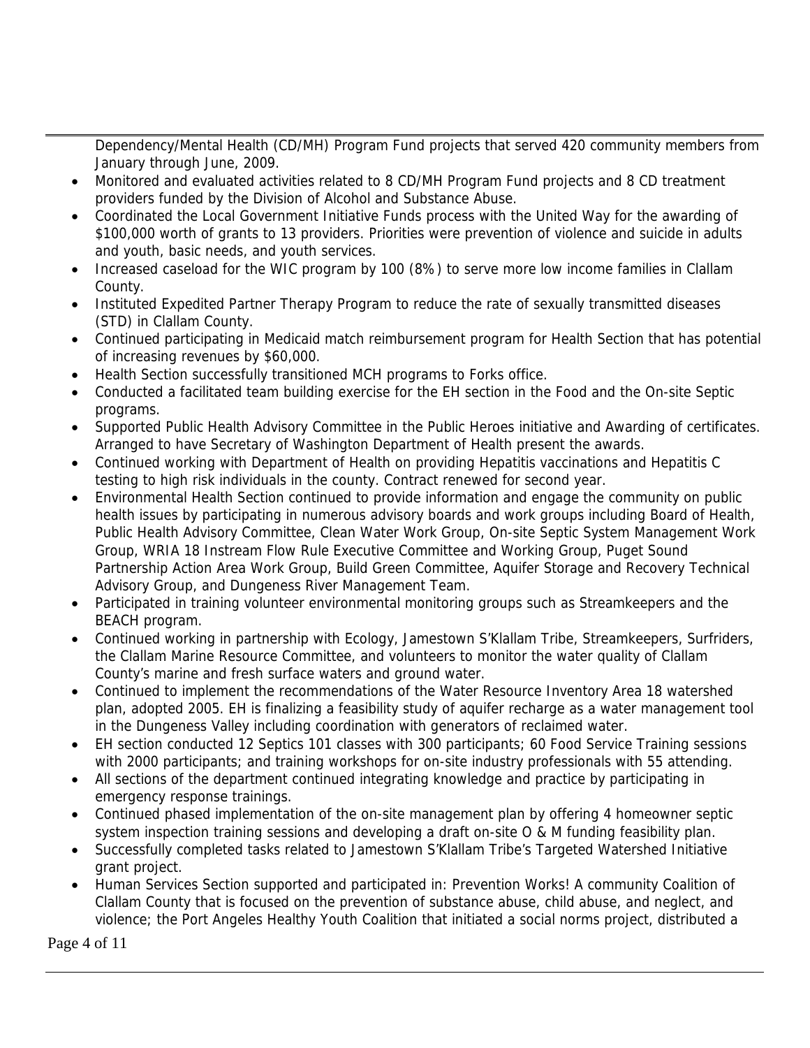Dependency/Mental Health (CD/MH) Program Fund projects that served 420 community members from January through June, 2009.

- Monitored and evaluated activities related to 8 CD/MH Program Fund projects and 8 CD treatment providers funded by the Division of Alcohol and Substance Abuse.
- Coordinated the Local Government Initiative Funds process with the United Way for the awarding of $100,000 worth of grants to 13 providers. Priorities were prevention of violence and suicide in adults and youth, basic needs, and youth services.
- Increased caseload for the WIC program by 100 (8%) to serve more low income families in Clallam County.
- Instituted Expedited Partner Therapy Program to reduce the rate of sexually transmitted diseases (STD) in Clallam County.
- Continued participating in Medicaid match reimbursement program for Health Section that has potential of increasing revenues by $60,000.
- Health Section successfully transitioned MCH programs to Forks office.
- Conducted a facilitated team building exercise for the EH section in the Food and the On-site Septic programs.
- Supported Public Health Advisory Committee in the Public Heroes initiative and Awarding of certificates. Arranged to have Secretary of Washington Department of Health present the awards.
- Continued working with Department of Health on providing Hepatitis vaccinations and Hepatitis C testing to high risk individuals in the county. Contract renewed for second year.
- Environmental Health Section continued to provide information and engage the community on public health issues by participating in numerous advisory boards and work groups including Board of Health, Public Health Advisory Committee, Clean Water Work Group, On-site Septic System Management Work Group, WRIA 18 Instream Flow Rule Executive Committee and Working Group, Puget Sound Partnership Action Area Work Group, Build Green Committee, Aquifer Storage and Recovery Technical Advisory Group, and Dungeness River Management Team.
- Participated in training volunteer environmental monitoring groups such as Streamkeepers and the BEACH program.
- Continued working in partnership with Ecology, Jamestown S'Klallam Tribe, Streamkeepers, Surfriders, the Clallam Marine Resource Committee, and volunteers to monitor the water quality of Clallam County's marine and fresh surface waters and ground water.
- Continued to implement the recommendations of the Water Resource Inventory Area 18 watershed plan, adopted 2005. EH is finalizing a feasibility study of aquifer recharge as a water management tool in the Dungeness Valley including coordination with generators of reclaimed water.
- EH section conducted 12 Septics 101 classes with 300 participants; 60 Food Service Training sessions with 2000 participants; and training workshops for on-site industry professionals with 55 attending.
- All sections of the department continued integrating knowledge and practice by participating in emergency response trainings.
- Continued phased implementation of the on-site management plan by offering 4 homeowner septic system inspection training sessions and developing a draft on-site O & M funding feasibility plan.
- Successfully completed tasks related to Jamestown S'Klallam Tribe's Targeted Watershed Initiative grant project.
- Human Services Section supported and participated in: Prevention Works! A community Coalition of Clallam County that is focused on the prevention of substance abuse, child abuse, and neglect, and violence; the Port Angeles Healthy Youth Coalition that initiated a social norms project, distributed a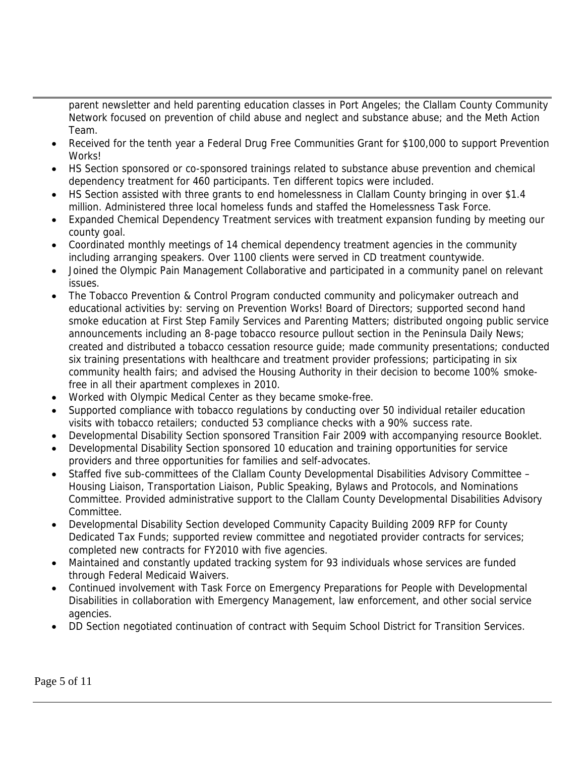parent newsletter and held parenting education classes in Port Angeles; the Clallam County Community Network focused on prevention of child abuse and neglect and substance abuse; and the Meth Action Team.

- Received for the tenth year a Federal Drug Free Communities Grant for $100,000 to support Prevention Works!
- HS Section sponsored or co-sponsored trainings related to substance abuse prevention and chemical dependency treatment for 460 participants. Ten different topics were included.
- HS Section assisted with three grants to end homelessness in Clallam County bringing in over $1.4 million. Administered three local homeless funds and staffed the Homelessness Task Force.
- Expanded Chemical Dependency Treatment services with treatment expansion funding by meeting our county goal.
- Coordinated monthly meetings of 14 chemical dependency treatment agencies in the community including arranging speakers. Over 1100 clients were served in CD treatment countywide.
- Joined the Olympic Pain Management Collaborative and participated in a community panel on relevant issues.
- The Tobacco Prevention & Control Program conducted community and policymaker outreach and educational activities by: serving on Prevention Works! Board of Directors; supported second hand smoke education at First Step Family Services and Parenting Matters; distributed ongoing public service announcements including an 8-page tobacco resource pullout section in the Peninsula Daily News; created and distributed a tobacco cessation resource guide; made community presentations; conducted six training presentations with healthcare and treatment provider professions; participating in six community health fairs; and advised the Housing Authority in their decision to become 100% smoke-free in all their apartment complexes in 2010.
- Worked with Olympic Medical Center as they became smoke-free.
- Supported compliance with tobacco regulations by conducting over 50 individual retailer education visits with tobacco retailers; conducted 53 compliance checks with a 90% success rate.
- Developmental Disability Section sponsored Transition Fair 2009 with accompanying resource Booklet.
- Developmental Disability Section sponsored 10 education and training opportunities for service providers and three opportunities for families and self-advocates.
- Staffed five sub-committees of the Clallam County Developmental Disabilities Advisory Committee – Housing Liaison, Transportation Liaison, Public Speaking, Bylaws and Protocols, and Nominations Committee. Provided administrative support to the Clallam County Developmental Disabilities Advisory Committee.
- Developmental Disability Section developed Community Capacity Building 2009 RFP for County Dedicated Tax Funds; supported review committee and negotiated provider contracts for services; completed new contracts for FY2010 with five agencies.
- Maintained and constantly updated tracking system for 93 individuals whose services are funded through Federal Medicaid Waivers.
- Continued involvement with Task Force on Emergency Preparations for People with Developmental Disabilities in collaboration with Emergency Management, law enforcement, and other social service agencies.
- DD Section negotiated continuation of contract with Sequim School District for Transition Services.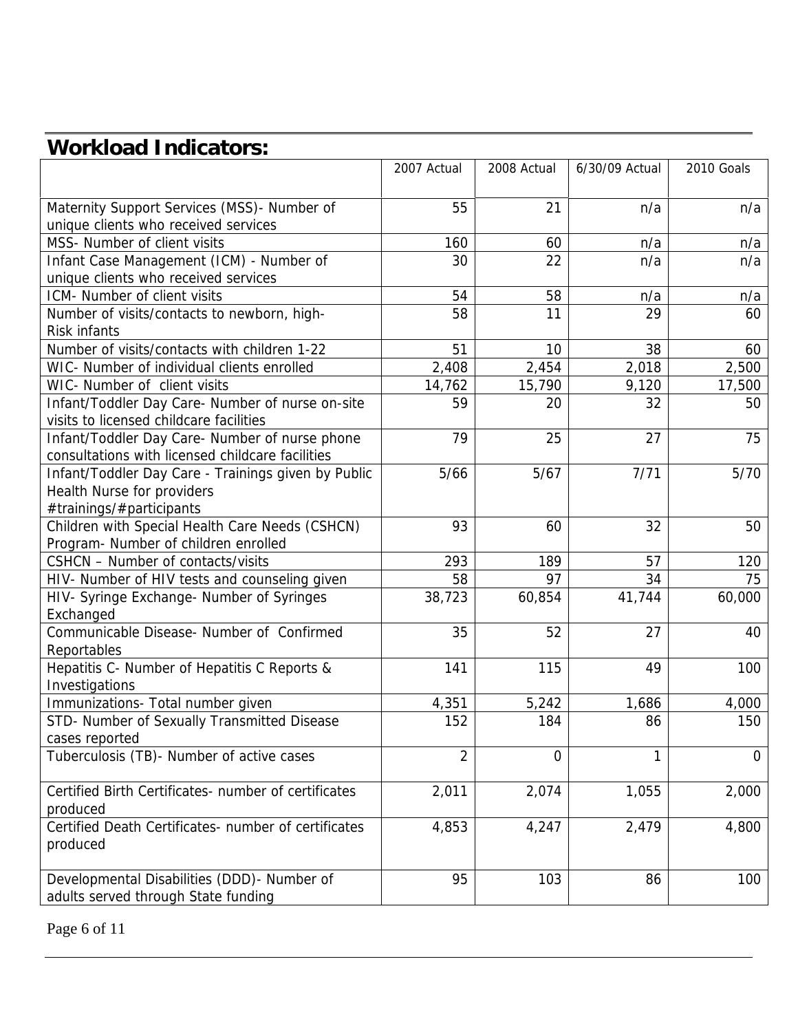## Workload Indicators:

| | 2007 Actual | 2008 Actual | 6/30/09 Actual | 2010 Goals |
|---|---|---|---|---|
| Maternity Support Services (MSS)- Number of unique clients who received services | 55 | 21 | n/a | n/a |
| MSS- Number of client visits | 160 | 60 | n/a | n/a |
| Infant Case Management (ICM) - Number of unique clients who received services | 30 | 22 | n/a | n/a |
| ICM- Number of client visits | 54 | 58 | n/a | n/a |
| Number of visits/contacts to newborn, high-Risk infants | 58 | 11 | 29 | 60 |
| Number of visits/contacts with children 1-22 | 51 | 10 | 38 | 60 |
| WIC- Number of individual clients enrolled | 2,408 | 2,454 | 2,018 | 2,500 |
| WIC- Number of client visits | 14,762 | 15,790 | 9,120 | 17,500 |
| Infant/Toddler Day Care- Number of nurse on-site visits to licensed childcare facilities | 59 | 20 | 32 | 50 |
| Infant/Toddler Day Care- Number of nurse phone consultations with licensed childcare facilities | 79 | 25 | 27 | 75 |
| Infant/Toddler Day Care - Trainings given by Public Health Nurse for providers #trainings/#participants | 5/66 | 5/67 | 7/71 | 5/70 |
| Children with Special Health Care Needs (CSHCN) Program- Number of children enrolled | 93 | 60 | 32 | 50 |
| CSHCN – Number of contacts/visits | 293 | 189 | 57 | 120 |
| HIV- Number of HIV tests and counseling given | 58 | 97 | 34 | 75 |
| HIV- Syringe Exchange- Number of Syringes Exchanged | 38,723 | 60,854 | 41,744 | 60,000 |
| Communicable Disease- Number of Confirmed Reportables | 35 | 52 | 27 | 40 |
| Hepatitis C- Number of Hepatitis C Reports & Investigations | 141 | 115 | 49 | 100 |
| Immunizations- Total number given | 4,351 | 5,242 | 1,686 | 4,000 |
| STD- Number of Sexually Transmitted Disease cases reported | 152 | 184 | 86 | 150 |
| Tuberculosis (TB)- Number of active cases | 2 | 0 | 1 | 0 |
| Certified Birth Certificates- number of certificates produced | 2,011 | 2,074 | 1,055 | 2,000 |
| Certified Death Certificates- number of certificates produced | 4,853 | 4,247 | 2,479 | 4,800 |
| Developmental Disabilities (DDD)- Number of adults served through State funding | 95 | 103 | 86 | 100 |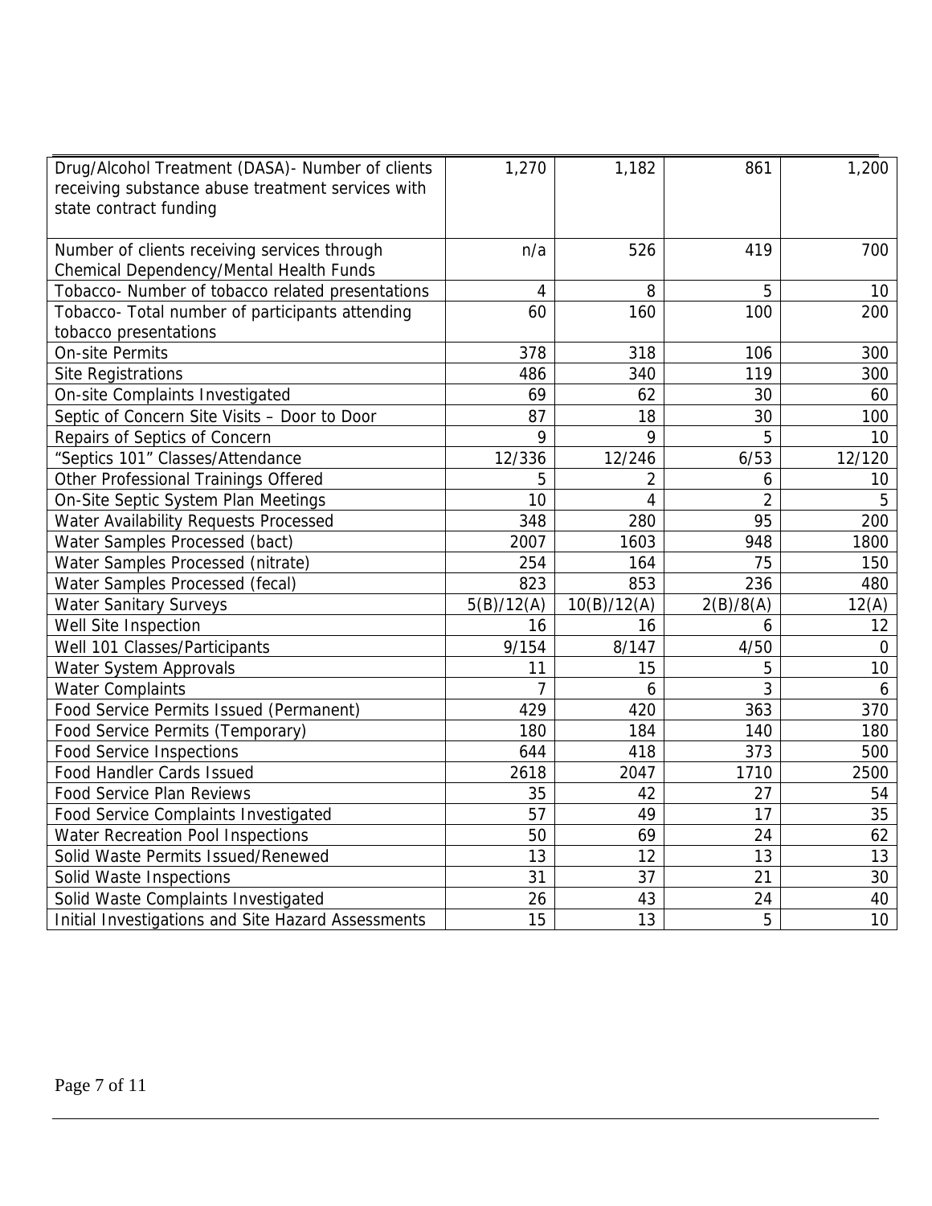| | | | | |
|---|---|---|---|---|
| Drug/Alcohol Treatment (DASA)- Number of clients receiving substance abuse treatment services with state contract funding | 1,270 | 1,182 | 861 | 1,200 |
| Number of clients receiving services through Chemical Dependency/Mental Health Funds | n/a | 526 | 419 | 700 |
| Tobacco- Number of tobacco related presentations | 4 | 8 | 5 | 10 |
| Tobacco- Total number of participants attending tobacco presentations | 60 | 160 | 100 | 200 |
| On-site Permits | 378 | 318 | 106 | 300 |
| Site Registrations | 486 | 340 | 119 | 300 |
| On-site Complaints Investigated | 69 | 62 | 30 | 60 |
| Septic of Concern Site Visits – Door to Door | 87 | 18 | 30 | 100 |
| Repairs of Septics of Concern | 9 | 9 | 5 | 10 |
| "Septics 101" Classes/Attendance | 12/336 | 12/246 | 6/53 | 12/120 |
| Other Professional Trainings Offered | 5 | 2 | 6 | 10 |
| On-Site Septic System Plan Meetings | 10 | 4 | 2 | 5 |
| Water Availability Requests Processed | 348 | 280 | 95 | 200 |
| Water Samples Processed (bact) | 2007 | 1603 | 948 | 1800 |
| Water Samples Processed (nitrate) | 254 | 164 | 75 | 150 |
| Water Samples Processed (fecal) | 823 | 853 | 236 | 480 |
| Water Sanitary Surveys | 5(B)/12(A) | 10(B)/12(A) | 2(B)/8(A) | 12(A) |
| Well Site Inspection | 16 | 16 | 6 | 12 |
| Well 101 Classes/Participants | 9/154 | 8/147 | 4/50 | 0 |
| Water System Approvals | 11 | 15 | 5 | 10 |
| Water Complaints | 7 | 6 | 3 | 6 |
| Food Service Permits Issued (Permanent) | 429 | 420 | 363 | 370 |
| Food Service Permits (Temporary) | 180 | 184 | 140 | 180 |
| Food Service Inspections | 644 | 418 | 373 | 500 |
| Food Handler Cards Issued | 2618 | 2047 | 1710 | 2500 |
| Food Service Plan Reviews | 35 | 42 | 27 | 54 |
| Food Service Complaints Investigated | 57 | 49 | 17 | 35 |
| Water Recreation Pool Inspections | 50 | 69 | 24 | 62 |
| Solid Waste Permits Issued/Renewed | 13 | 12 | 13 | 13 |
| Solid Waste Inspections | 31 | 37 | 21 | 30 |
| Solid Waste Complaints Investigated | 26 | 43 | 24 | 40 |
| Initial Investigations and Site Hazard Assessments | 15 | 13 | 5 | 10 |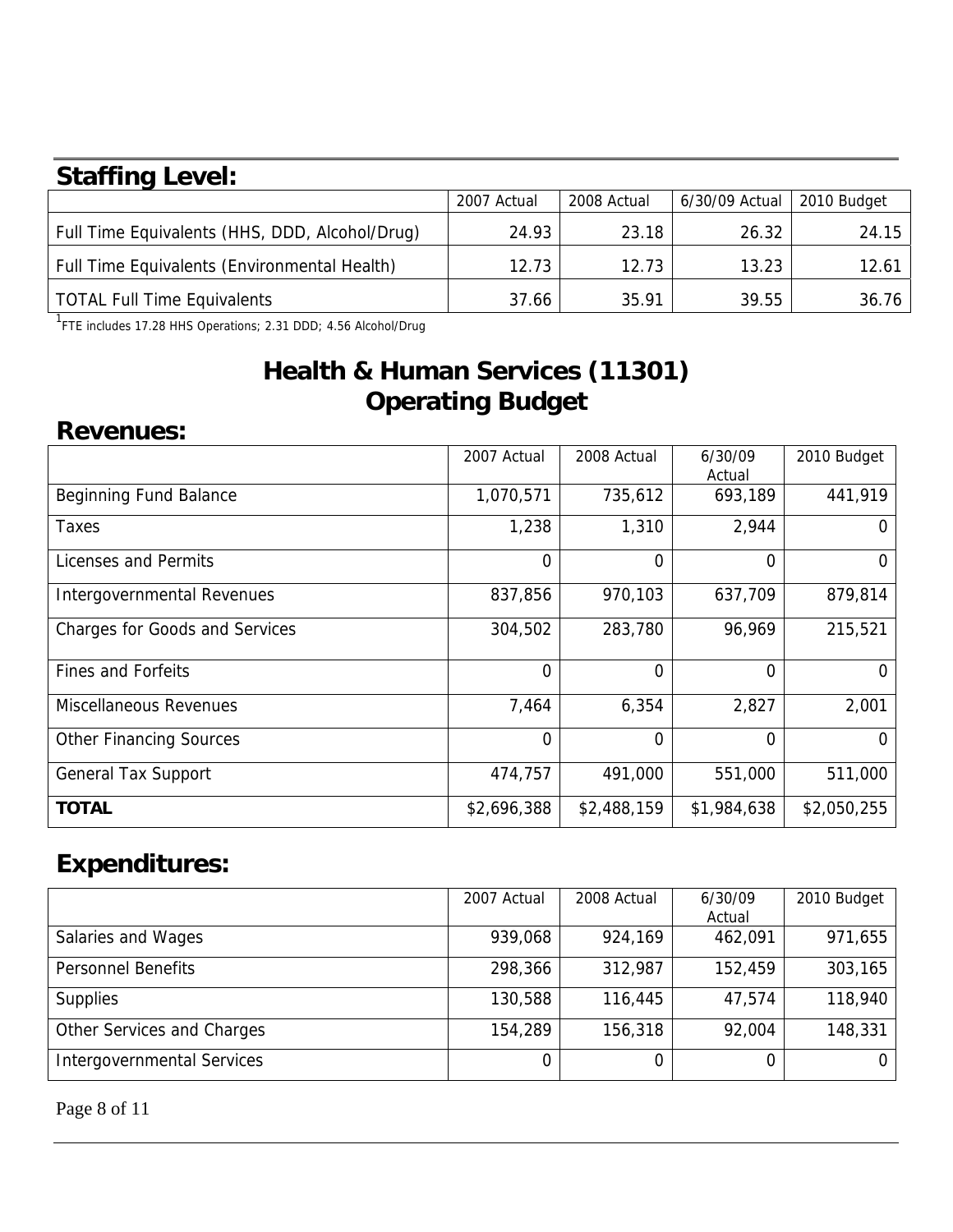## Staffing Level:

| | 2007 Actual | 2008 Actual | 6/30/09 Actual | 2010 Budget |
|---|---|---|---|---|
| Full Time Equivalents (HHS, DDD, Alcohol/Drug) | 24.93 | 23.18 | 26.32 | 24.15 |
| Full Time Equivalents (Environmental Health) | 12.73 | 12.73 | 13.23 | 12.61 |
| TOTAL Full Time Equivalents | 37.66 | 35.91 | 39.55 | 36.76 |

[1]FTE includes 17.28 HHS Operations; 2.31 DDD; 4.56 Alcohol/Drug

# Health & Human Services (11301) Operating Budget

## Revenues:

| | 2007 Actual | 2008 Actual | 6/30/09 Actual | 2010 Budget |
|---|---|---|---|---|
| Beginning Fund Balance | 1,070,571 | 735,612 | 693,189 | 441,919 |
| Taxes | 1,238 | 1,310 | 2,944 | 0 |
| Licenses and Permits | 0 | 0 | 0 | 0 |
| Intergovernmental Revenues | 837,856 | 970,103 | 637,709 | 879,814 |
| Charges for Goods and Services | 304,502 | 283,780 | 96,969 | 215,521 |
| Fines and Forfeits | 0 | 0 | 0 | 0 |
| Miscellaneous Revenues | 7,464 | 6,354 | 2,827 | 2,001 |
| Other Financing Sources | 0 | 0 | 0 | 0 |
| General Tax Support | 474,757 | 491,000 | 551,000 | 511,000 |
| **TOTAL** | $2,696,388 | $2,488,159 | $1,984,638 | $2,050,255 |

## Expenditures:

| | 2007 Actual | 2008 Actual | 6/30/09 Actual | 2010 Budget |
|---|---|---|---|---|
| Salaries and Wages | 939,068 | 924,169 | 462,091 | 971,655 |
| Personnel Benefits | 298,366 | 312,987 | 152,459 | 303,165 |
| Supplies | 130,588 | 116,445 | 47,574 | 118,940 |
| Other Services and Charges | 154,289 | 156,318 | 92,004 | 148,331 |
| Intergovernmental Services | 0 | 0 | 0 | 0 |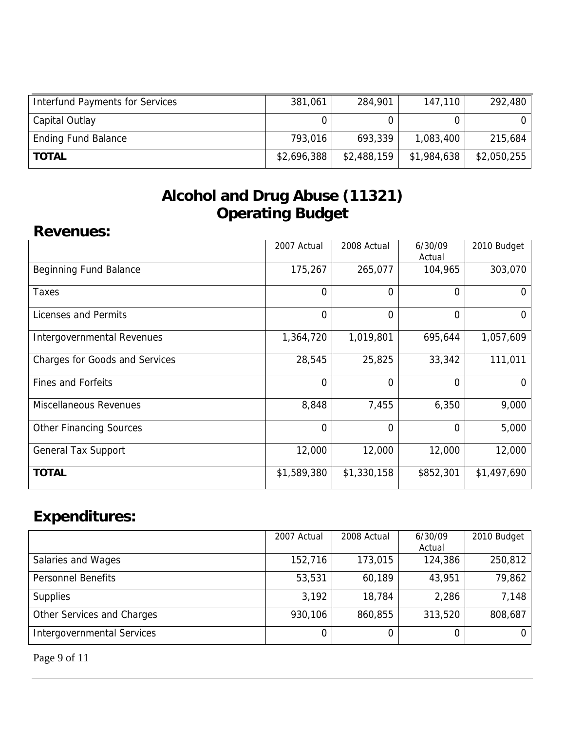| | | | | |
|---|---|---|---|---|
| Interfund Payments for Services | 381,061 | 284,901 | 147,110 | 292,480 |
| Capital Outlay | 0 | 0 | 0 | 0 |
| Ending Fund Balance | 793,016 | 693,339 | 1,083,400 | 215,684 |
| **TOTAL** | $2,696,388 | $2,488,159 | $1,984,638 | $2,050,255 |

# Alcohol and Drug Abuse (11321) Operating Budget

## Revenues:

| | 2007 Actual | 2008 Actual | 6/30/09 Actual | 2010 Budget |
|---|---|---|---|---|
| Beginning Fund Balance | 175,267 | 265,077 | 104,965 | 303,070 |
| Taxes | 0 | 0 | 0 | 0 |
| Licenses and Permits | 0 | 0 | 0 | 0 |
| Intergovernmental Revenues | 1,364,720 | 1,019,801 | 695,644 | 1,057,609 |
| Charges for Goods and Services | 28,545 | 25,825 | 33,342 | 111,011 |
| Fines and Forfeits | 0 | 0 | 0 | 0 |
| Miscellaneous Revenues | 8,848 | 7,455 | 6,350 | 9,000 |
| Other Financing Sources | 0 | 0 | 0 | 5,000 |
| General Tax Support | 12,000 | 12,000 | 12,000 | 12,000 |
| **TOTAL** | $1,589,380 | $1,330,158 | $852,301 | $1,497,690 |

## Expenditures:

| | 2007 Actual | 2008 Actual | 6/30/09 Actual | 2010 Budget |
|---|---|---|---|---|
| Salaries and Wages | 152,716 | 173,015 | 124,386 | 250,812 |
| Personnel Benefits | 53,531 | 60,189 | 43,951 | 79,862 |
| Supplies | 3,192 | 18,784 | 2,286 | 7,148 |
| Other Services and Charges | 930,106 | 860,855 | 313,520 | 808,687 |
| Intergovernmental Services | 0 | 0 | 0 | 0 |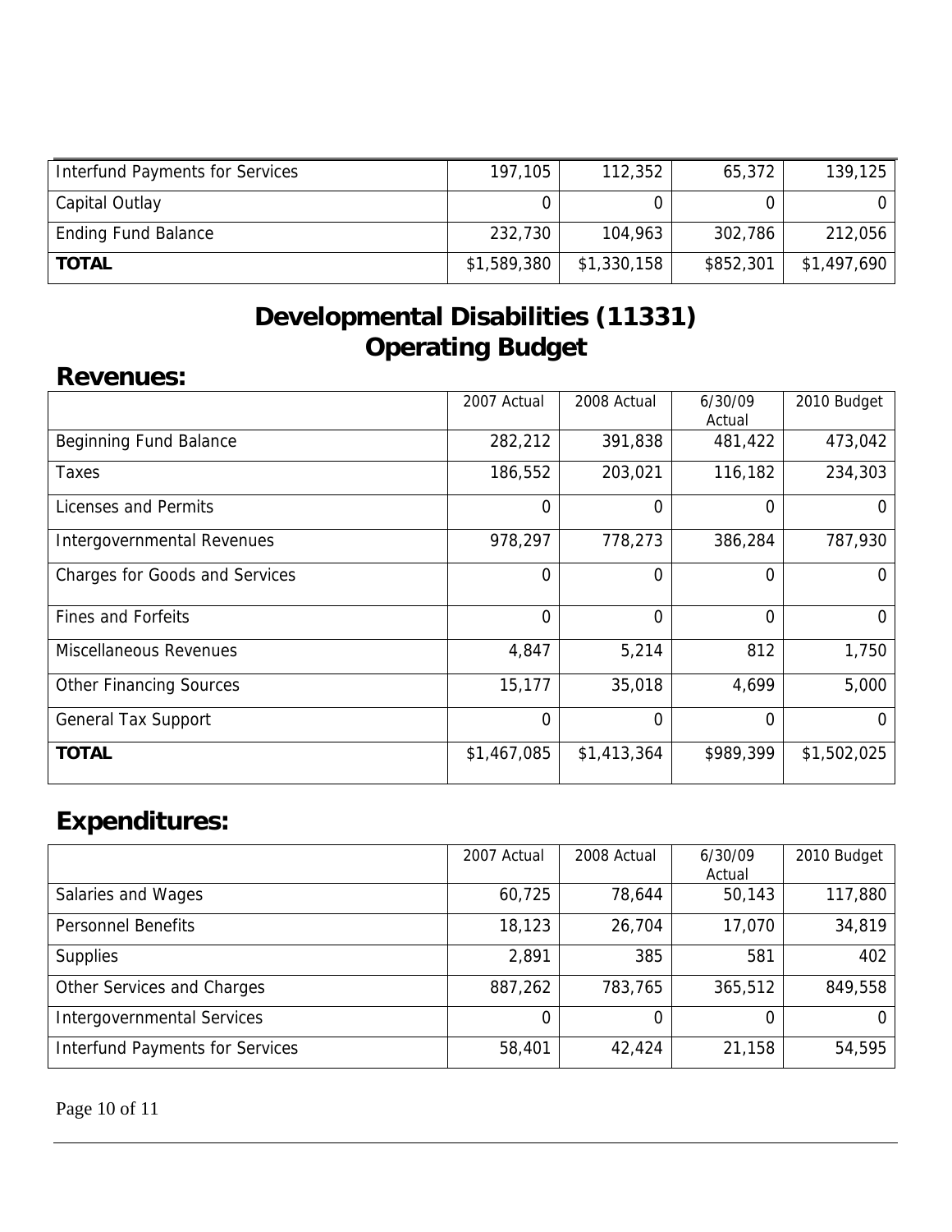| | | | | |
|---|---|---|---|---|
| Interfund Payments for Services | 197,105 | 112,352 | 65,372 | 139,125 |
| Capital Outlay | 0 | 0 | 0 | 0 |
| Ending Fund Balance | 232,730 | 104,963 | 302,786 | 212,056 |
| **TOTAL** | $1,589,380 | $1,330,158 | $852,301 | $1,497,690 |

# Developmental Disabilities (11331)
# Operating Budget

## Revenues:

| | 2007 Actual | 2008 Actual | 6/30/09 Actual | 2010 Budget |
|---|---|---|---|---|
| Beginning Fund Balance | 282,212 | 391,838 | 481,422 | 473,042 |
| Taxes | 186,552 | 203,021 | 116,182 | 234,303 |
| Licenses and Permits | 0 | 0 | 0 | 0 |
| Intergovernmental Revenues | 978,297 | 778,273 | 386,284 | 787,930 |
| Charges for Goods and Services | 0 | 0 | 0 | 0 |
| Fines and Forfeits | 0 | 0 | 0 | 0 |
| Miscellaneous Revenues | 4,847 | 5,214 | 812 | 1,750 |
| Other Financing Sources | 15,177 | 35,018 | 4,699 | 5,000 |
| General Tax Support | 0 | 0 | 0 | 0 |
| **TOTAL** | $1,467,085 | $1,413,364 | $989,399 | $1,502,025 |

## Expenditures:

| | 2007 Actual | 2008 Actual | 6/30/09 Actual | 2010 Budget |
|---|---|---|---|---|
| Salaries and Wages | 60,725 | 78,644 | 50,143 | 117,880 |
| Personnel Benefits | 18,123 | 26,704 | 17,070 | 34,819 |
| Supplies | 2,891 | 385 | 581 | 402 |
| Other Services and Charges | 887,262 | 783,765 | 365,512 | 849,558 |
| Intergovernmental Services | 0 | 0 | 0 | 0 |
| Interfund Payments for Services | 58,401 | 42,424 | 21,158 | 54,595 |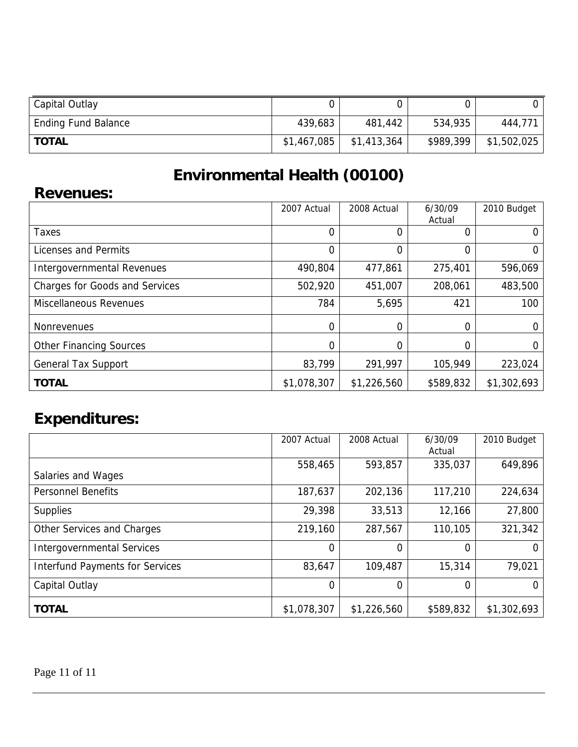| | | | | |
|---|---|---|---|---|
| Capital Outlay | 0 | 0 | 0 | 0 |
| Ending Fund Balance | 439,683 | 481,442 | 534,935 | 444,771 |
| **TOTAL** | $1,467,085 | $1,413,364 | $989,399 | $1,502,025 |

# Environmental Health (00100)

## Revenues:

| | 2007 Actual | 2008 Actual | 6/30/09 Actual | 2010 Budget |
|---|---|---|---|---|
| Taxes | 0 | 0 | 0 | 0 |
| Licenses and Permits | 0 | 0 | 0 | 0 |
| Intergovernmental Revenues | 490,804 | 477,861 | 275,401 | 596,069 |
| Charges for Goods and Services | 502,920 | 451,007 | 208,061 | 483,500 |
| Miscellaneous Revenues | 784 | 5,695 | 421 | 100 |
| Nonrevenues | 0 | 0 | 0 | 0 |
| Other Financing Sources | 0 | 0 | 0 | 0 |
| General Tax Support | 83,799 | 291,997 | 105,949 | 223,024 |
| **TOTAL** | $1,078,307 | $1,226,560 | $589,832 | $1,302,693 |

## Expenditures:

| | 2007 Actual | 2008 Actual | 6/30/09 Actual | 2010 Budget |
|---|---|---|---|---|
| Salaries and Wages | 558,465 | 593,857 | 335,037 | 649,896 |
| Personnel Benefits | 187,637 | 202,136 | 117,210 | 224,634 |
| Supplies | 29,398 | 33,513 | 12,166 | 27,800 |
| Other Services and Charges | 219,160 | 287,567 | 110,105 | 321,342 |
| Intergovernmental Services | 0 | 0 | 0 | 0 |
| Interfund Payments for Services | 83,647 | 109,487 | 15,314 | 79,021 |
| Capital Outlay | 0 | 0 | 0 | 0 |
| **TOTAL** | $1,078,307 | $1,226,560 | $589,832 | $1,302,693 |